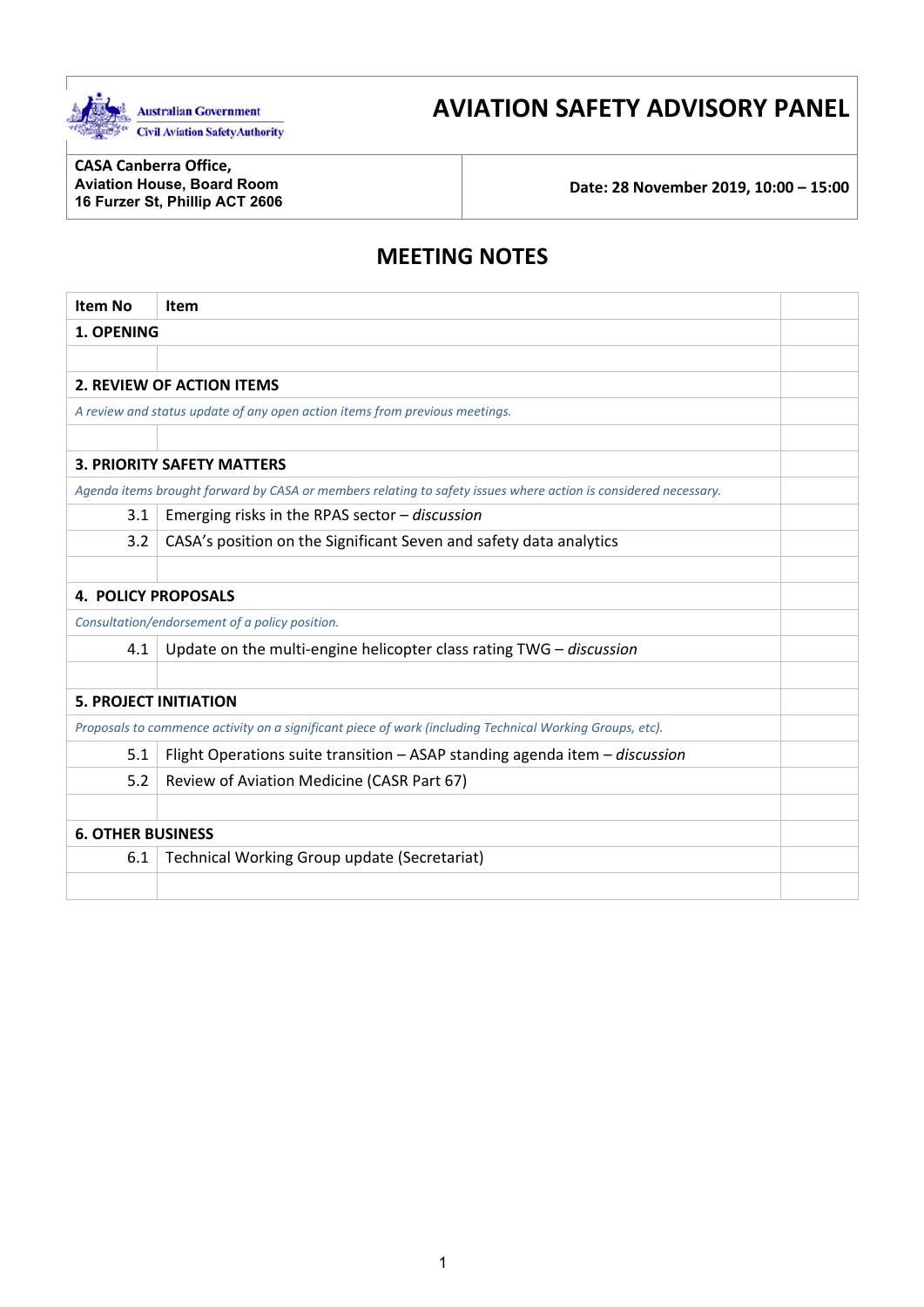Australian Government
Civil Aviation Safety Authority

# AVIATION SAFETY ADVISORY PANEL

| | |
|---|---|
| **CASA Canberra Office,**<br>**Aviation House, Board Room**<br>**16 Furzer St, Phillip ACT 2606** | **Date: 28 November 2019, 10:00 – 15:00** |

## MEETING NOTES

| Item No | Item | |
|---|---|---|
| **1. OPENING** | | |
| | | |
| **2. REVIEW OF ACTION ITEMS** | | |
| *A review and status update of any open action items from previous meetings.* | | |
| | | |
| **3. PRIORITY SAFETY MATTERS** | | |
| *Agenda items brought forward by CASA or members relating to safety issues where action is considered necessary.* | | |
| 3.1 | Emerging risks in the RPAS sector – *discussion* | |
| 3.2 | CASA's position on the Significant Seven and safety data analytics | |
| | | |
| **4. POLICY PROPOSALS** | | |
| *Consultation/endorsement of a policy position.* | | |
| 4.1 | Update on the multi-engine helicopter class rating TWG – *discussion* | |
| | | |
| **5. PROJECT INITIATION** | | |
| *Proposals to commence activity on a significant piece of work (including Technical Working Groups, etc).* | | |
| 5.1 | Flight Operations suite transition – ASAP standing agenda item – *discussion* | |
| 5.2 | Review of Aviation Medicine (CASR Part 67) | |
| | | |
| **6. OTHER BUSINESS** | | |
| 6.1 | Technical Working Group update (Secretariat) | |
| | | |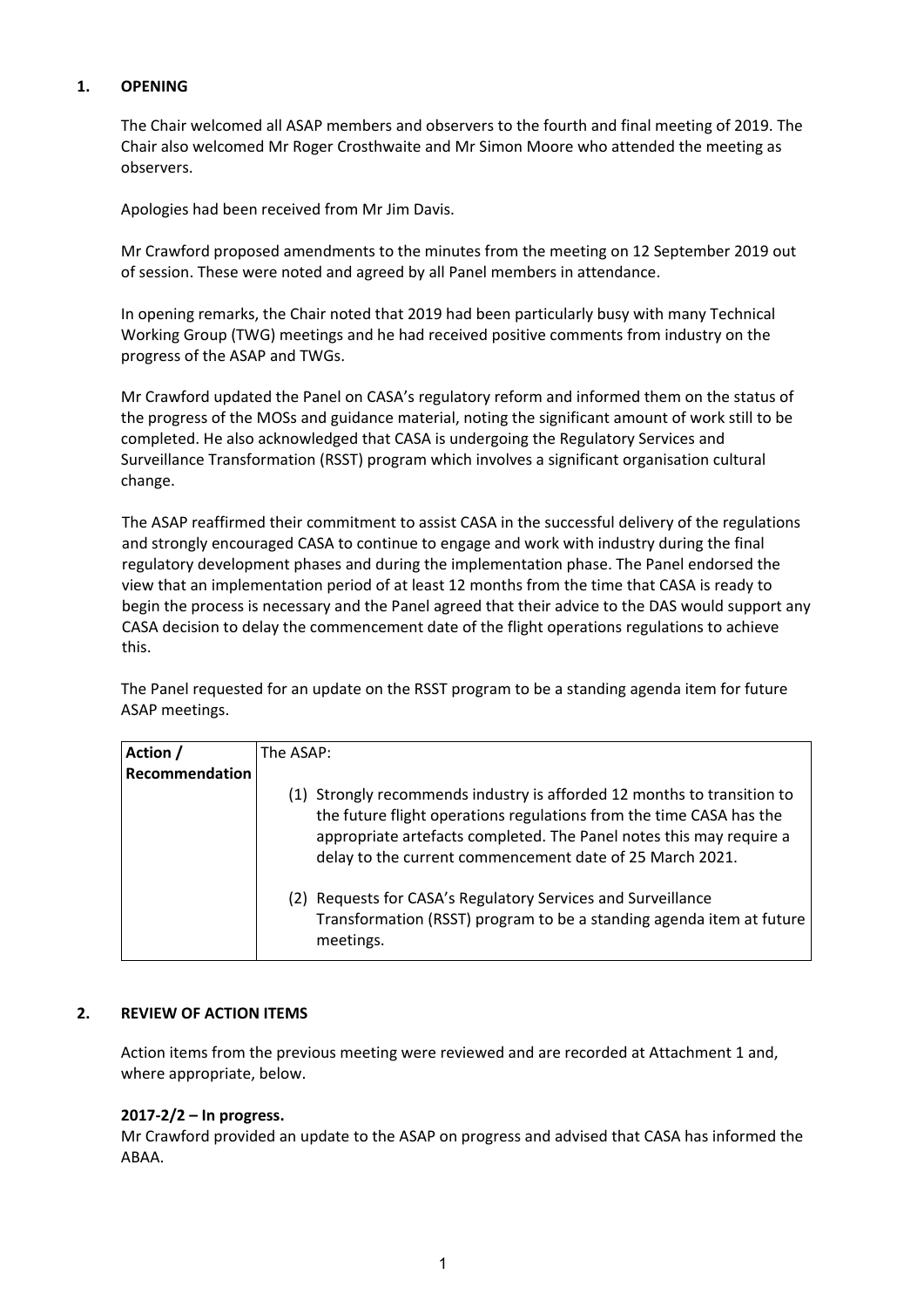## 1. OPENING

The Chair welcomed all ASAP members and observers to the fourth and final meeting of 2019. The Chair also welcomed Mr Roger Crosthwaite and Mr Simon Moore who attended the meeting as observers.

Apologies had been received from Mr Jim Davis.

Mr Crawford proposed amendments to the minutes from the meeting on 12 September 2019 out of session. These were noted and agreed by all Panel members in attendance.

In opening remarks, the Chair noted that 2019 had been particularly busy with many Technical Working Group (TWG) meetings and he had received positive comments from industry on the progress of the ASAP and TWGs.

Mr Crawford updated the Panel on CASA's regulatory reform and informed them on the status of the progress of the MOSs and guidance material, noting the significant amount of work still to be completed. He also acknowledged that CASA is undergoing the Regulatory Services and Surveillance Transformation (RSST) program which involves a significant organisation cultural change.

The ASAP reaffirmed their commitment to assist CASA in the successful delivery of the regulations and strongly encouraged CASA to continue to engage and work with industry during the final regulatory development phases and during the implementation phase. The Panel endorsed the view that an implementation period of at least 12 months from the time that CASA is ready to begin the process is necessary and the Panel agreed that their advice to the DAS would support any CASA decision to delay the commencement date of the flight operations regulations to achieve this.

The Panel requested for an update on the RSST program to be a standing agenda item for future ASAP meetings.

| **Action / Recommendation** | The ASAP: |
|---|---|
| | (1) Strongly recommends industry is afforded 12 months to transition to the future flight operations regulations from the time CASA has the appropriate artefacts completed. The Panel notes this may require a delay to the current commencement date of 25 March 2021. |
| | (2) Requests for CASA's Regulatory Services and Surveillance Transformation (RSST) program to be a standing agenda item at future meetings. |

## 2. REVIEW OF ACTION ITEMS

Action items from the previous meeting were reviewed and are recorded at Attachment 1 and, where appropriate, below.

**2017-2/2 – In progress.**
Mr Crawford provided an update to the ASAP on progress and advised that CASA has informed the ABAA.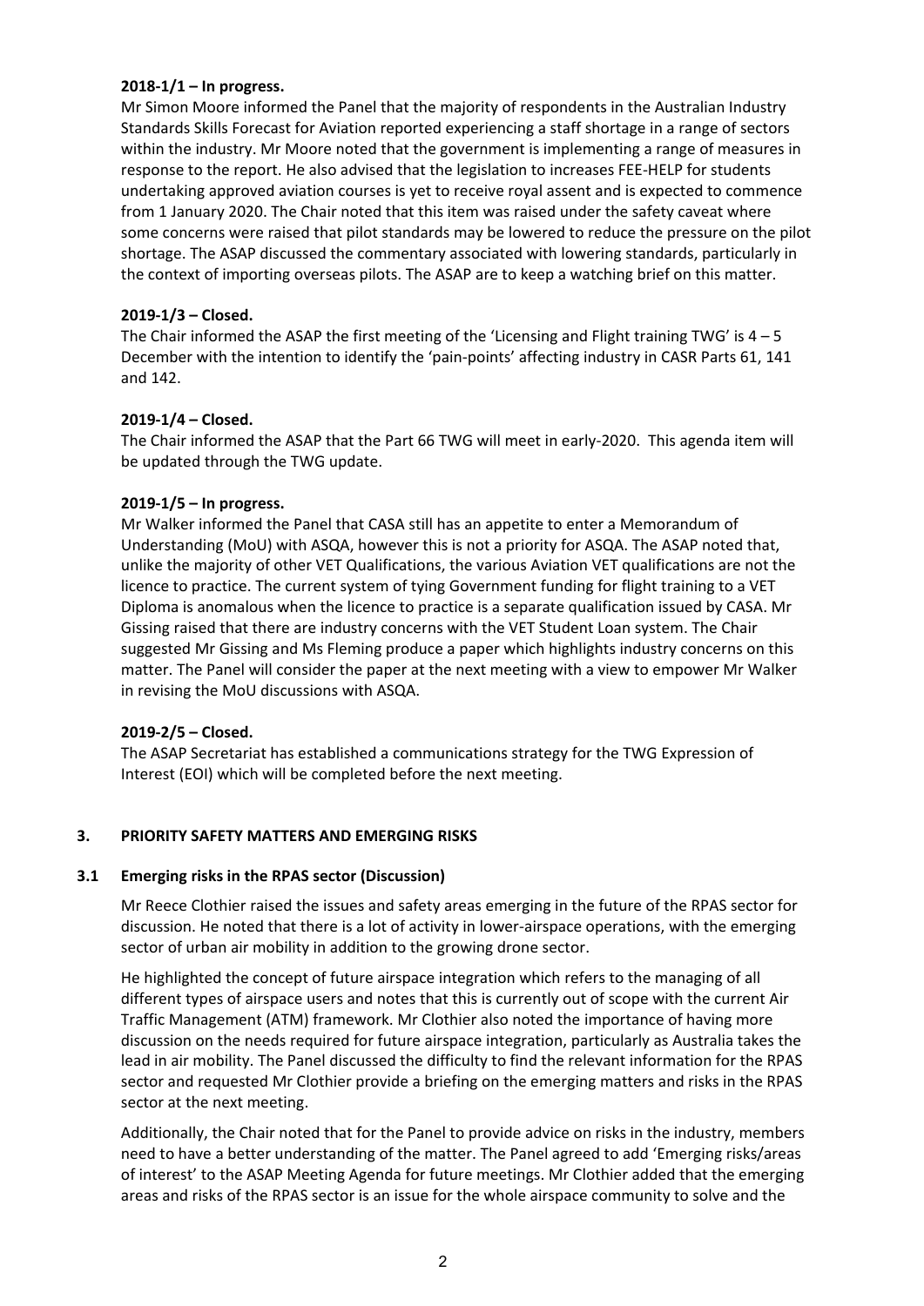**2018-1/1 – In progress.**

Mr Simon Moore informed the Panel that the majority of respondents in the Australian Industry Standards Skills Forecast for Aviation reported experiencing a staff shortage in a range of sectors within the industry. Mr Moore noted that the government is implementing a range of measures in response to the report. He also advised that the legislation to increases FEE-HELP for students undertaking approved aviation courses is yet to receive royal assent and is expected to commence from 1 January 2020. The Chair noted that this item was raised under the safety caveat where some concerns were raised that pilot standards may be lowered to reduce the pressure on the pilot shortage. The ASAP discussed the commentary associated with lowering standards, particularly in the context of importing overseas pilots. The ASAP are to keep a watching brief on this matter.

**2019-1/3 – Closed.**

The Chair informed the ASAP the first meeting of the 'Licensing and Flight training TWG' is 4 – 5 December with the intention to identify the 'pain-points' affecting industry in CASR Parts 61, 141 and 142.

**2019-1/4 – Closed.**

The Chair informed the ASAP that the Part 66 TWG will meet in early-2020. This agenda item will be updated through the TWG update.

**2019-1/5 – In progress.**

Mr Walker informed the Panel that CASA still has an appetite to enter a Memorandum of Understanding (MoU) with ASQA, however this is not a priority for ASQA. The ASAP noted that, unlike the majority of other VET Qualifications, the various Aviation VET qualifications are not the licence to practice. The current system of tying Government funding for flight training to a VET Diploma is anomalous when the licence to practice is a separate qualification issued by CASA. Mr Gissing raised that there are industry concerns with the VET Student Loan system. The Chair suggested Mr Gissing and Ms Fleming produce a paper which highlights industry concerns on this matter. The Panel will consider the paper at the next meeting with a view to empower Mr Walker in revising the MoU discussions with ASQA.

**2019-2/5 – Closed.**

The ASAP Secretariat has established a communications strategy for the TWG Expression of Interest (EOI) which will be completed before the next meeting.

## 3. PRIORITY SAFETY MATTERS AND EMERGING RISKS

### 3.1 Emerging risks in the RPAS sector (Discussion)

Mr Reece Clothier raised the issues and safety areas emerging in the future of the RPAS sector for discussion. He noted that there is a lot of activity in lower-airspace operations, with the emerging sector of urban air mobility in addition to the growing drone sector.

He highlighted the concept of future airspace integration which refers to the managing of all different types of airspace users and notes that this is currently out of scope with the current Air Traffic Management (ATM) framework. Mr Clothier also noted the importance of having more discussion on the needs required for future airspace integration, particularly as Australia takes the lead in air mobility. The Panel discussed the difficulty to find the relevant information for the RPAS sector and requested Mr Clothier provide a briefing on the emerging matters and risks in the RPAS sector at the next meeting.

Additionally, the Chair noted that for the Panel to provide advice on risks in the industry, members need to have a better understanding of the matter. The Panel agreed to add 'Emerging risks/areas of interest' to the ASAP Meeting Agenda for future meetings. Mr Clothier added that the emerging areas and risks of the RPAS sector is an issue for the whole airspace community to solve and the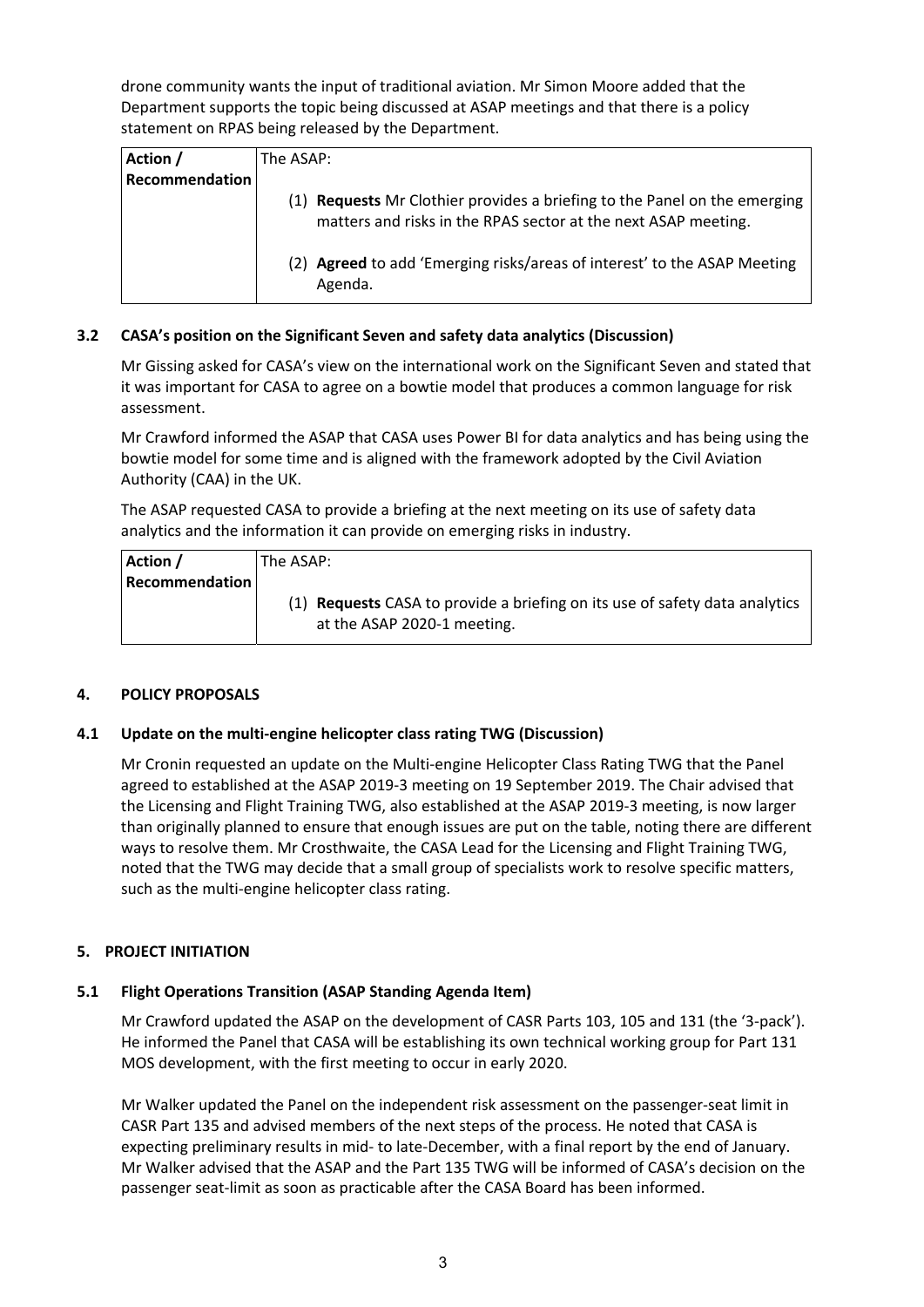drone community wants the input of traditional aviation. Mr Simon Moore added that the Department supports the topic being discussed at ASAP meetings and that there is a policy statement on RPAS being released by the Department.

| Action / Recommendation | The ASAP: |
|---|---|
| | (1) **Requests** Mr Clothier provides a briefing to the Panel on the emerging matters and risks in the RPAS sector at the next ASAP meeting. |
| | (2) **Agreed** to add 'Emerging risks/areas of interest' to the ASAP Meeting Agenda. |

### 3.2 CASA's position on the Significant Seven and safety data analytics (Discussion)

Mr Gissing asked for CASA's view on the international work on the Significant Seven and stated that it was important for CASA to agree on a bowtie model that produces a common language for risk assessment.

Mr Crawford informed the ASAP that CASA uses Power BI for data analytics and has being using the bowtie model for some time and is aligned with the framework adopted by the Civil Aviation Authority (CAA) in the UK.

The ASAP requested CASA to provide a briefing at the next meeting on its use of safety data analytics and the information it can provide on emerging risks in industry.

| Action / Recommendation | The ASAP: |
|---|---|
| | (1) **Requests** CASA to provide a briefing on its use of safety data analytics at the ASAP 2020-1 meeting. |

## 4. POLICY PROPOSALS

### 4.1 Update on the multi-engine helicopter class rating TWG (Discussion)

Mr Cronin requested an update on the Multi-engine Helicopter Class Rating TWG that the Panel agreed to established at the ASAP 2019-3 meeting on 19 September 2019. The Chair advised that the Licensing and Flight Training TWG, also established at the ASAP 2019-3 meeting, is now larger than originally planned to ensure that enough issues are put on the table, noting there are different ways to resolve them. Mr Crosthwaite, the CASA Lead for the Licensing and Flight Training TWG, noted that the TWG may decide that a small group of specialists work to resolve specific matters, such as the multi-engine helicopter class rating.

## 5. PROJECT INITIATION

### 5.1 Flight Operations Transition (ASAP Standing Agenda Item)

Mr Crawford updated the ASAP on the development of CASR Parts 103, 105 and 131 (the '3-pack'). He informed the Panel that CASA will be establishing its own technical working group for Part 131 MOS development, with the first meeting to occur in early 2020.

Mr Walker updated the Panel on the independent risk assessment on the passenger-seat limit in CASR Part 135 and advised members of the next steps of the process. He noted that CASA is expecting preliminary results in mid- to late-December, with a final report by the end of January. Mr Walker advised that the ASAP and the Part 135 TWG will be informed of CASA's decision on the passenger seat-limit as soon as practicable after the CASA Board has been informed.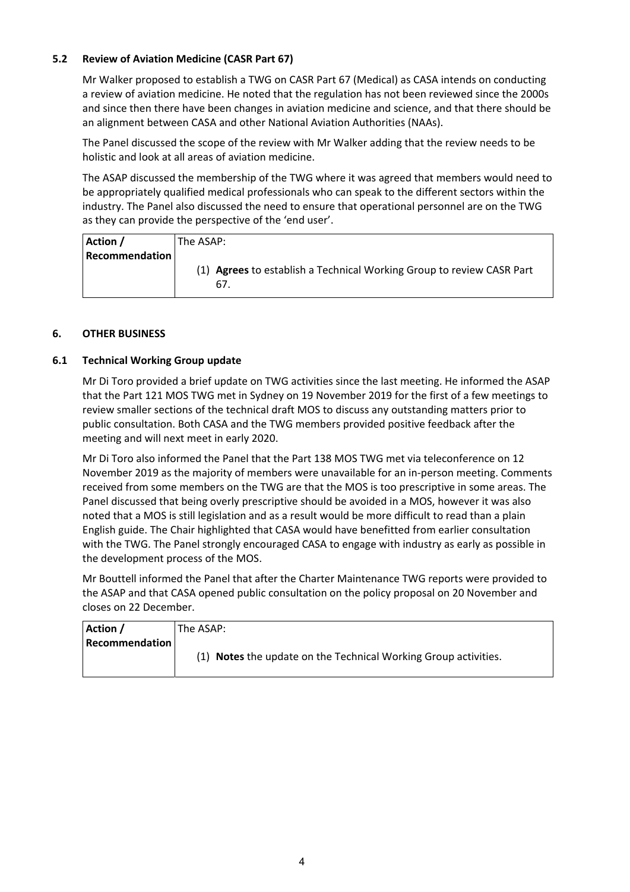### 5.2 Review of Aviation Medicine (CASR Part 67)

Mr Walker proposed to establish a TWG on CASR Part 67 (Medical) as CASA intends on conducting a review of aviation medicine. He noted that the regulation has not been reviewed since the 2000s and since then there have been changes in aviation medicine and science, and that there should be an alignment between CASA and other National Aviation Authorities (NAAs).

The Panel discussed the scope of the review with Mr Walker adding that the review needs to be holistic and look at all areas of aviation medicine.

The ASAP discussed the membership of the TWG where it was agreed that members would need to be appropriately qualified medical professionals who can speak to the different sectors within the industry. The Panel also discussed the need to ensure that operational personnel are on the TWG as they can provide the perspective of the 'end user'.

| **Action / Recommendation** | The ASAP:<br><br>(1) **Agrees** to establish a Technical Working Group to review CASR Part 67. |
|---|---|

## 6. OTHER BUSINESS

### 6.1 Technical Working Group update

Mr Di Toro provided a brief update on TWG activities since the last meeting. He informed the ASAP that the Part 121 MOS TWG met in Sydney on 19 November 2019 for the first of a few meetings to review smaller sections of the technical draft MOS to discuss any outstanding matters prior to public consultation. Both CASA and the TWG members provided positive feedback after the meeting and will next meet in early 2020.

Mr Di Toro also informed the Panel that the Part 138 MOS TWG met via teleconference on 12 November 2019 as the majority of members were unavailable for an in-person meeting. Comments received from some members on the TWG are that the MOS is too prescriptive in some areas. The Panel discussed that being overly prescriptive should be avoided in a MOS, however it was also noted that a MOS is still legislation and as a result would be more difficult to read than a plain English guide. The Chair highlighted that CASA would have benefitted from earlier consultation with the TWG. The Panel strongly encouraged CASA to engage with industry as early as possible in the development process of the MOS.

Mr Bouttell informed the Panel that after the Charter Maintenance TWG reports were provided to the ASAP and that CASA opened public consultation on the policy proposal on 20 November and closes on 22 December.

| **Action / Recommendation** | The ASAP:<br><br>(1) **Notes** the update on the Technical Working Group activities. |
|---|---|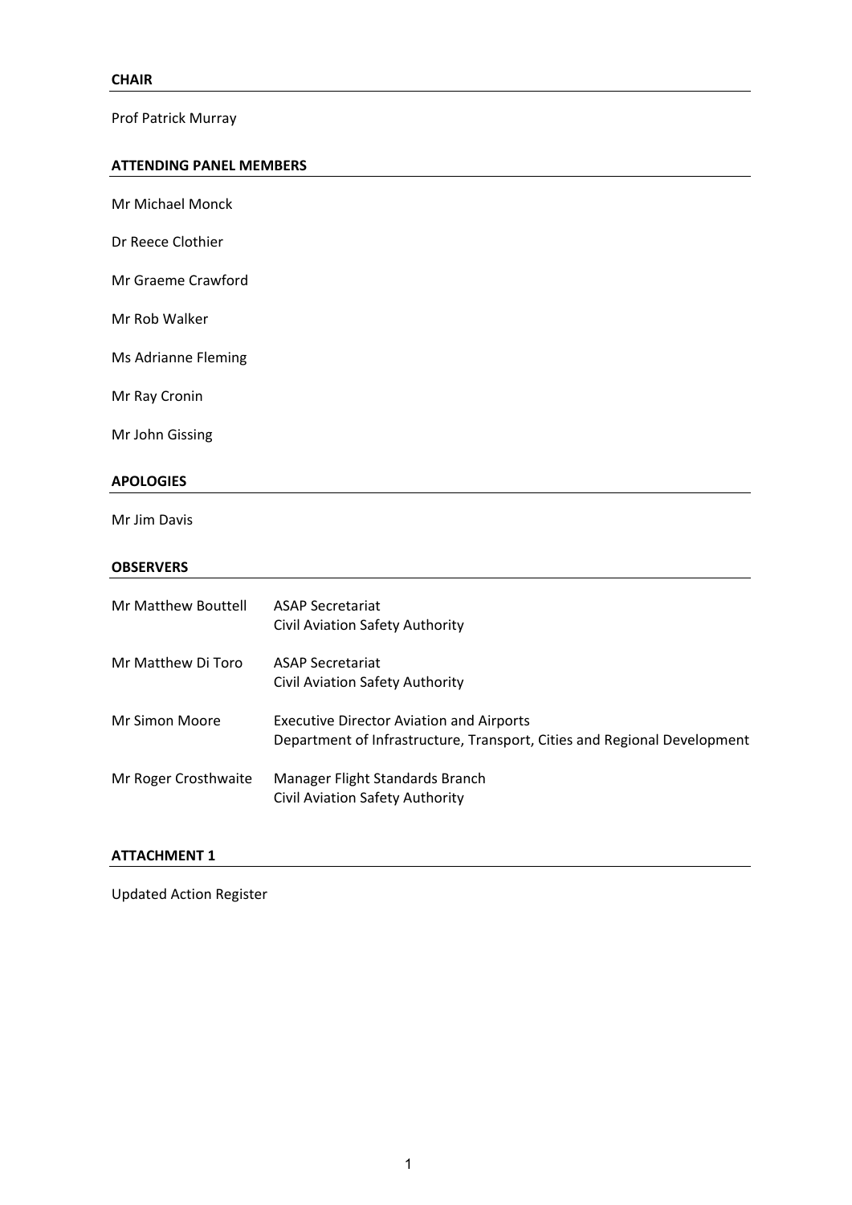**CHAIR**

Prof Patrick Murray

**ATTENDING PANEL MEMBERS**

Mr Michael Monck

Dr Reece Clothier

Mr Graeme Crawford

Mr Rob Walker

Ms Adrianne Fleming

Mr Ray Cronin

Mr John Gissing

**APOLOGIES**

Mr Jim Davis

**OBSERVERS**

| | |
|---|---|
| Mr Matthew Bouttell | ASAP Secretariat<br>Civil Aviation Safety Authority |
| Mr Matthew Di Toro | ASAP Secretariat<br>Civil Aviation Safety Authority |
| Mr Simon Moore | Executive Director Aviation and Airports<br>Department of Infrastructure, Transport, Cities and Regional Development |
| Mr Roger Crosthwaite | Manager Flight Standards Branch<br>Civil Aviation Safety Authority |

**ATTACHMENT 1**

Updated Action Register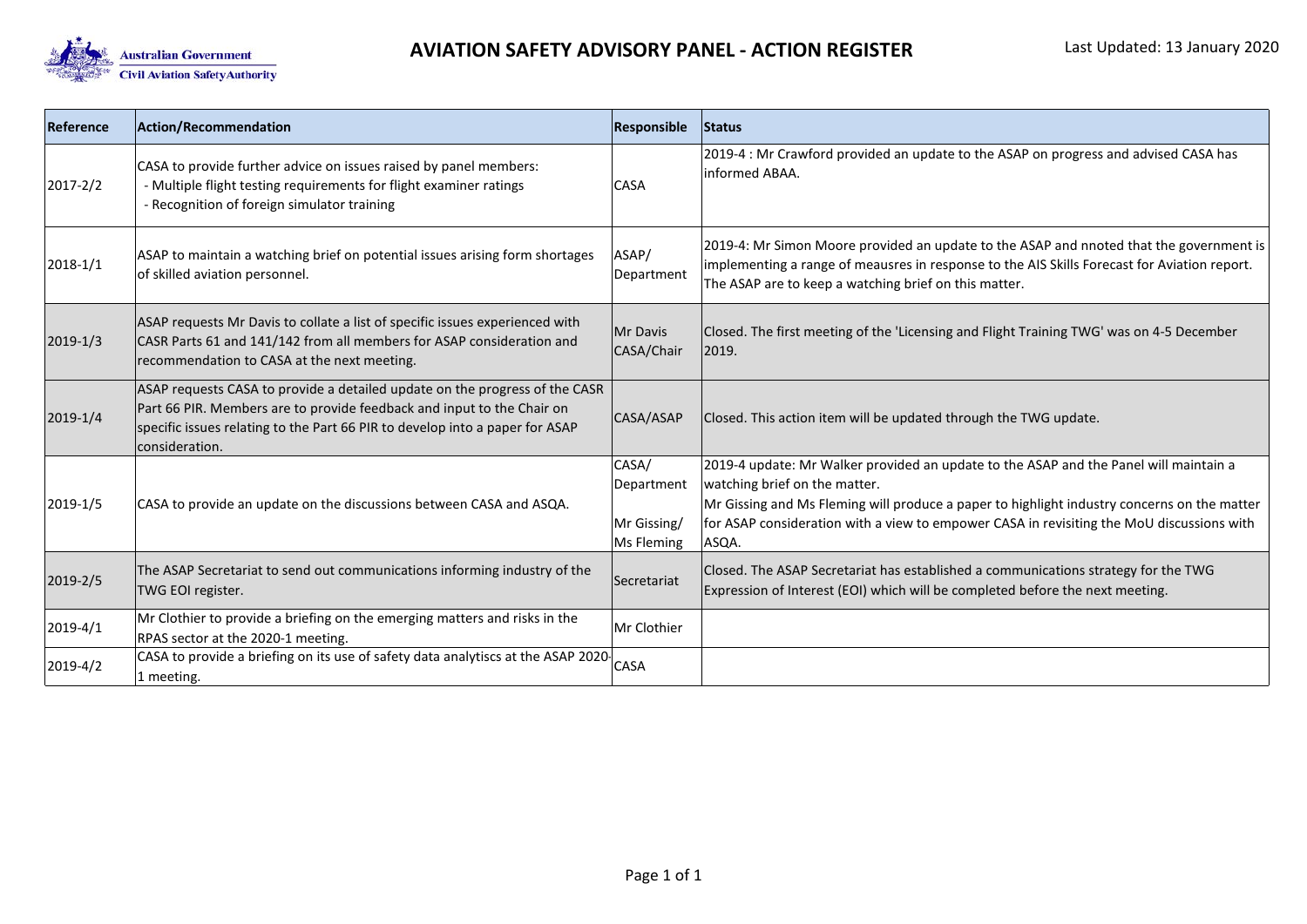# AVIATION SAFETY ADVISORY PANEL - ACTION REGISTER

Last Updated: 13 January 2020

| Reference | Action/Recommendation | Responsible | Status |
|---|---|---|---|
| 2017-2/2 | CASA to provide further advice on issues raised by panel members:<br>- Multiple flight testing requirements for flight examiner ratings<br>- Recognition of foreign simulator training | CASA | 2019-4 : Mr Crawford provided an update to the ASAP on progress and advised CASA has informed ABAA. |
| 2018-1/1 | ASAP to maintain a watching brief on potential issues arising form shortages of skilled aviation personnel. | ASAP/ Department | 2019-4: Mr Simon Moore provided an update to the ASAP and nnoted that the government is implementing a range of meausres in response to the AIS Skills Forecast for Aviation report. The ASAP are to keep a watching brief on this matter. |
| 2019-1/3 | ASAP requests Mr Davis to collate a list of specific issues experienced with CASR Parts 61 and 141/142 from all members for ASAP consideration and recommendation to CASA at the next meeting. | Mr Davis CASA/Chair | Closed. The first meeting of the 'Licensing and Flight Training TWG' was on 4-5 December 2019. |
| 2019-1/4 | ASAP requests CASA to provide a detailed update on the progress of the CASR Part 66 PIR. Members are to provide feedback and input to the Chair on specific issues relating to the Part 66 PIR to develop into a paper for ASAP consideration. | CASA/ASAP | Closed. This action item will be updated through the TWG update. |
| 2019-1/5 | CASA to provide an update on the discussions between CASA and ASQA. | CASA/ Department<br><br>Mr Gissing/ Ms Fleming | 2019-4 update: Mr Walker provided an update to the ASAP and the Panel will maintain a watching brief on the matter.<br>Mr Gissing and Ms Fleming will produce a paper to highlight industry concerns on the matter for ASAP consideration with a view to empower CASA in revisiting the MoU discussions with ASQA. |
| 2019-2/5 | The ASAP Secretariat to send out communications informing industry of the TWG EOI register. | Secretariat | Closed. The ASAP Secretariat has established a communications strategy for the TWG Expression of Interest (EOI) which will be completed before the next meeting. |
| 2019-4/1 | Mr Clothier to provide a briefing on the emerging matters and risks in the RPAS sector at the 2020-1 meeting. | Mr Clothier | |
| 2019-4/2 | CASA to provide a briefing on its use of safety data analytiscs at the ASAP 2020-1 meeting. | CASA | |